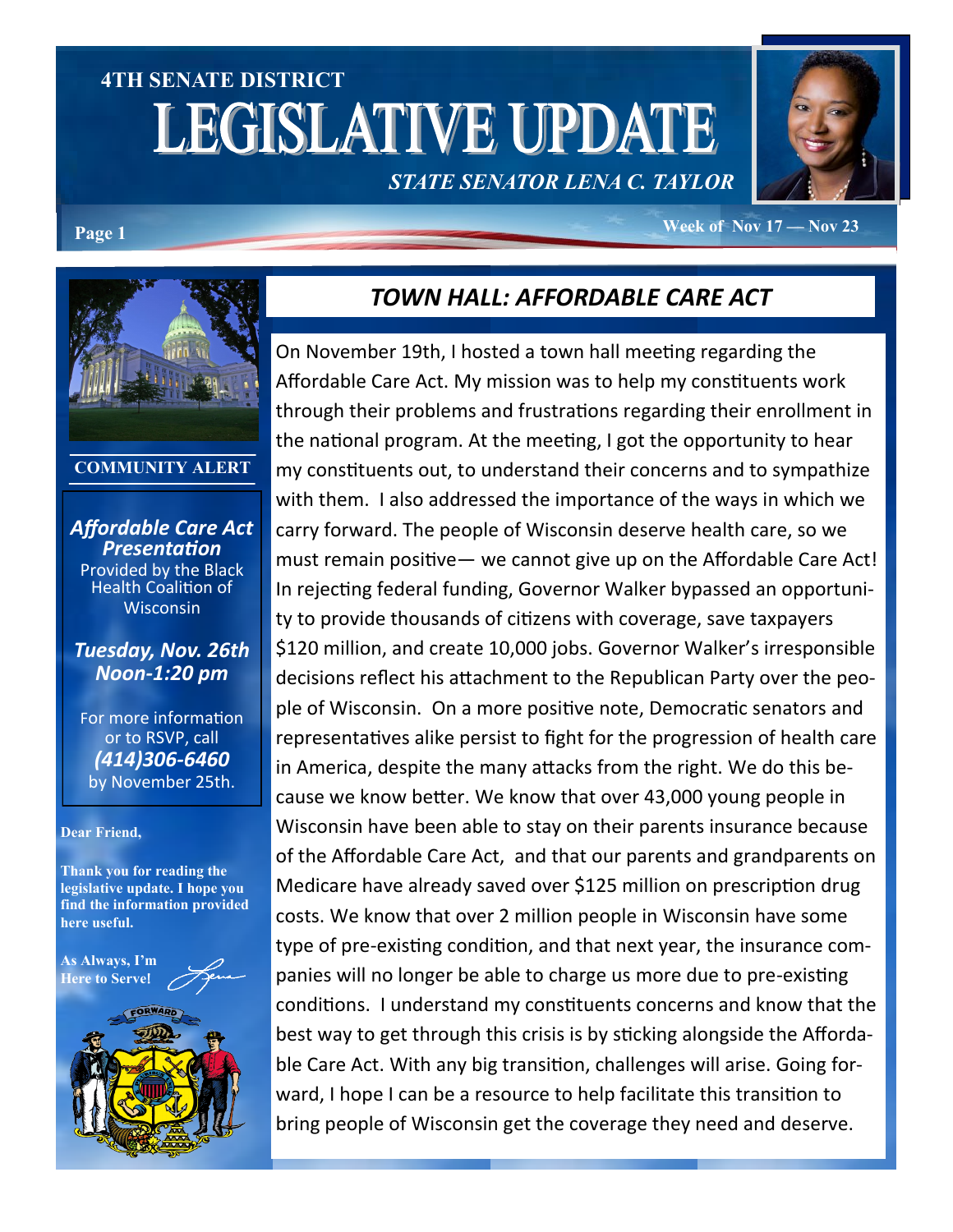# 4TH SENATE DISTRICT LEGISLATIVE UPDATE

**STATE SENATOR LENA C. TAYLOR**

**Week of Nov 17 — Nov 23**

**COMMUNITY ALERT**

***Affordable Care Act Presentation***

Provided by the Black Health Coalition of Wisconsin

***Tuesday, Nov. 26th***
***Noon-1:20 pm***

For more information or to RSVP, call ***(414)306-6460*** by November 25th.

**Dear Friend,**

**Thank you for reading the legislative update. I hope you find the information provided here useful.**

**As Always, I'm Here to Serve!**

## *TOWN HALL: AFFORDABLE CARE ACT*

On November 19th, I hosted a town hall meeting regarding the Affordable Care Act. My mission was to help my constituents work through their problems and frustrations regarding their enrollment in the national program. At the meeting, I got the opportunity to hear my constituents out, to understand their concerns and to sympathize with them. I also addressed the importance of the ways in which we carry forward. The people of Wisconsin deserve health care, so we must remain positive— we cannot give up on the Affordable Care Act! In rejecting federal funding, Governor Walker bypassed an opportunity to provide thousands of citizens with coverage, save taxpayers $120 million, and create 10,000 jobs. Governor Walker's irresponsible decisions reflect his attachment to the Republican Party over the people of Wisconsin. On a more positive note, Democratic senators and representatives alike persist to fight for the progression of health care in America, despite the many attacks from the right. We do this because we know better. We know that over 43,000 young people in Wisconsin have been able to stay on their parents insurance because of the Affordable Care Act, and that our parents and grandparents on Medicare have already saved over $125 million on prescription drug costs. We know that over 2 million people in Wisconsin have some type of pre-existing condition, and that next year, the insurance companies will no longer be able to charge us more due to pre-existing conditions. I understand my constituents concerns and know that the best way to get through this crisis is by sticking alongside the Affordable Care Act. With any big transition, challenges will arise. Going forward, I hope I can be a resource to help facilitate this transition to bring people of Wisconsin get the coverage they need and deserve.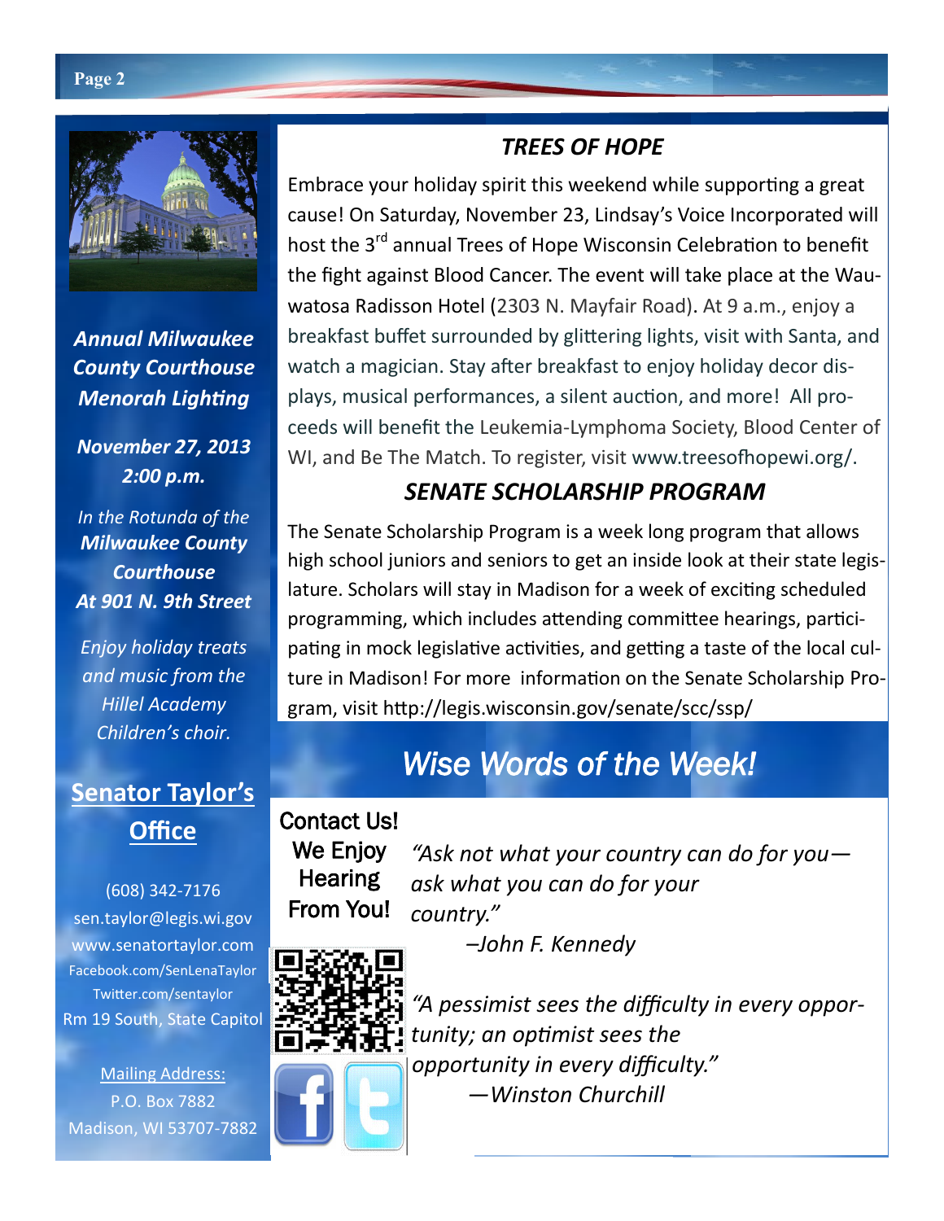***Annual Milwaukee County Courthouse Menorah Lighting***

***November 27, 2013 2:00 p.m.***

*In the Rotunda of the* ***Milwaukee County Courthouse At 901 N. 9th Street***

*Enjoy holiday treats and music from the Hillel Academy Children's choir.*

## Senator Taylor's Office

(608) 342-7176
sen.taylor@legis.wi.gov
www.senatortaylor.com
Facebook.com/SenLenaTaylor
Twitter.com/sentaylor
Rm 19 South, State Capitol

Mailing Address:
P.O. Box 7882
Madison, WI 53707-7882

## *TREES OF HOPE*

Embrace your holiday spirit this weekend while supporting a great cause! On Saturday, November 23, Lindsay's Voice Incorporated will host the 3rd annual Trees of Hope Wisconsin Celebration to benefit the fight against Blood Cancer. The event will take place at the Wauwatosa Radisson Hotel (2303 N. Mayfair Road). At 9 a.m., enjoy a breakfast buffet surrounded by glittering lights, visit with Santa, and watch a magician. Stay after breakfast to enjoy holiday decor displays, musical performances, a silent auction, and more! All proceeds will benefit the Leukemia-Lymphoma Society, Blood Center of WI, and Be The Match. To register, visit www.treesofhopewi.org/.

## *SENATE SCHOLARSHIP PROGRAM*

The Senate Scholarship Program is a week long program that allows high school juniors and seniors to get an inside look at their state legislature. Scholars will stay in Madison for a week of exciting scheduled programming, which includes attending committee hearings, participating in mock legislative activities, and getting a taste of the local culture in Madison! For more information on the Senate Scholarship Program, visit http://legis.wisconsin.gov/senate/scc/ssp/

## *Wise Words of the Week!*

Contact Us! We Enjoy Hearing From You!

*"Ask not what your country can do for you—ask what you can do for your country."*

*–John F. Kennedy*

*"A pessimist sees the difficulty in every opportunity; an optimist sees the opportunity in every difficulty."*

*—Winston Churchill*